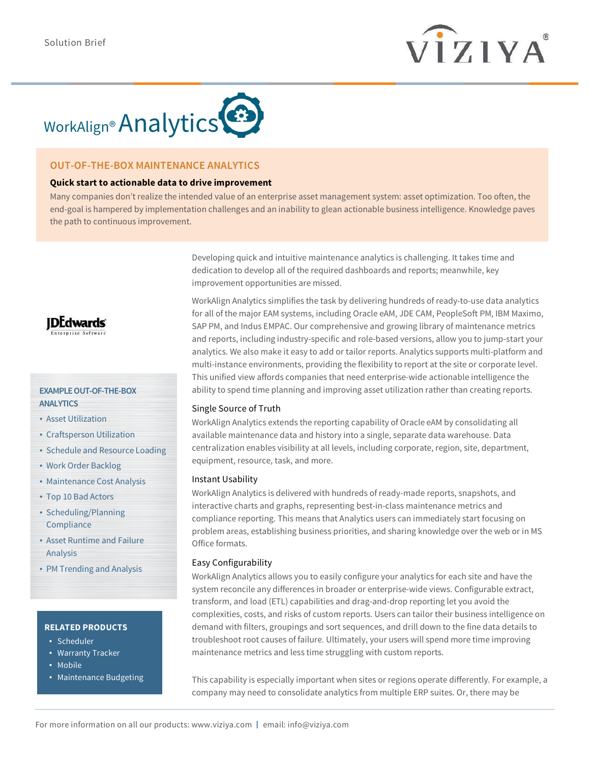Solution Brief

# WorkAlign® Analytics

## OUT-OF-THE-BOX MAINTENANCE ANALYTICS

**Quick start to actionable data to drive improvement**

Many companies don't realize the intended value of an enterprise asset management system: asset optimization. Too often, the end-goal is hampered by implementation challenges and an inability to glean actionable business intelligence. Knowledge paves the path to continuous improvement.

Developing quick and intuitive maintenance analytics is challenging. It takes time and dedication to develop all of the required dashboards and reports; meanwhile, key improvement opportunities are missed.

WorkAlign Analytics simplifies the task by delivering hundreds of ready-to-use data analytics for all of the major EAM systems, including Oracle eAM, JDE CAM, PeopleSoft PM, IBM Maximo, SAP PM, and Indus EMPAC. Our comprehensive and growing library of maintenance metrics and reports, including industry-specific and role-based versions, allow you to jump-start your analytics. We also make it easy to add or tailor reports. Analytics supports multi-platform and multi-instance environments, providing the flexibility to report at the site or corporate level. This unified view affords companies that need enterprise-wide actionable intelligence the ability to spend time planning and improving asset utilization rather than creating reports.

### Single Source of Truth

WorkAlign Analytics extends the reporting capability of Oracle eAM by consolidating all available maintenance data and history into a single, separate data warehouse. Data centralization enables visibility at all levels, including corporate, region, site, department, equipment, resource, task, and more.

### Instant Usability

WorkAlign Analytics is delivered with hundreds of ready-made reports, snapshots, and interactive charts and graphs, representing best-in-class maintenance metrics and compliance reporting. This means that Analytics users can immediately start focusing on problem areas, establishing business priorities, and sharing knowledge over the web or in MS Office formats.

### Easy Configurability

WorkAlign Analytics allows you to easily configure your analytics for each site and have the system reconcile any differences in broader or enterprise-wide views. Configurable extract, transform, and load (ETL) capabilities and drag-and-drop reporting let you avoid the complexities, costs, and risks of custom reports. Users can tailor their business intelligence on demand with filters, groupings and sort sequences, and drill down to the fine data details to troubleshoot root causes of failure. Ultimately, your users will spend more time improving maintenance metrics and less time struggling with custom reports.

This capability is especially important when sites or regions operate differently. For example, a company may need to consolidate analytics from multiple ERP suites. Or, there may be

**EXAMPLE OUT-OF-THE-BOX ANALYTICS**

- Asset Utilization
- Craftsperson Utilization
- Schedule and Resource Loading
- Work Order Backlog
- Maintenance Cost Analysis
- Top 10 Bad Actors
- Scheduling/Planning Compliance
- Asset Runtime and Failure Analysis
- PM Trending and Analysis

**RELATED PRODUCTS**

- Scheduler
- Warranty Tracker
- Mobile
- Maintenance Budgeting

For more information on all our products: www.viziya.com | email: info@viziya.com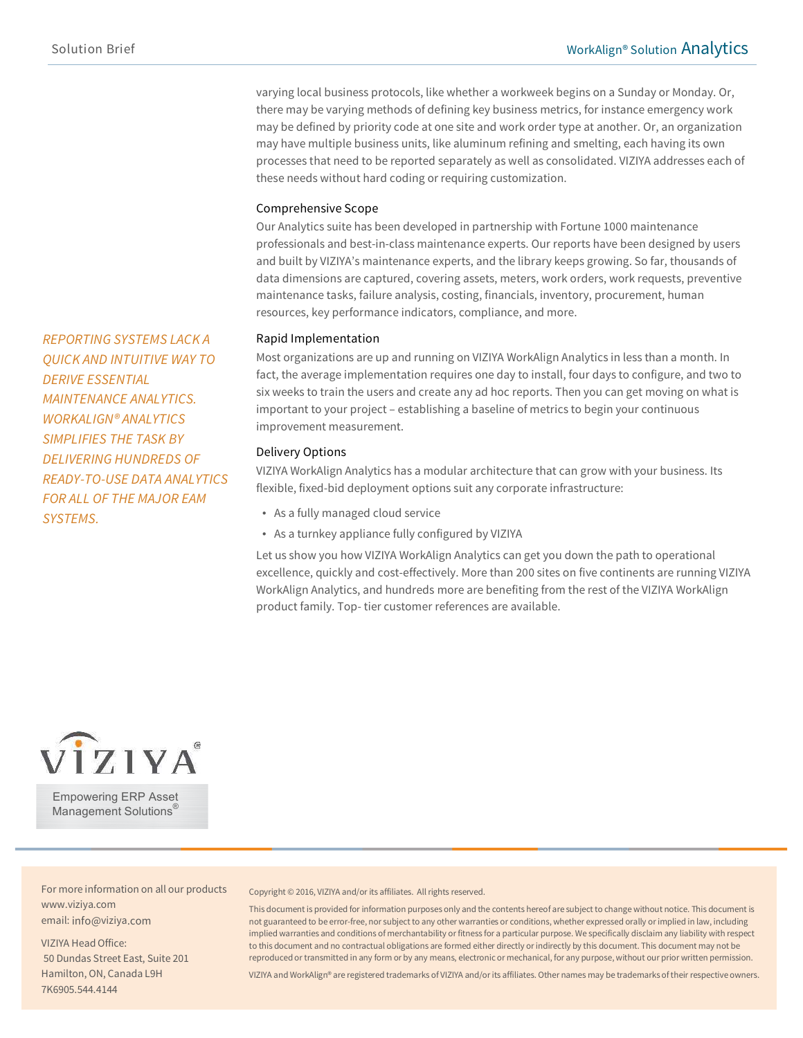varying local business protocols, like whether a workweek begins on a Sunday or Monday. Or, there may be varying methods of defining key business metrics, for instance emergency work may be defined by priority code at one site and work order type at another. Or, an organization may have multiple business units, like aluminum refining and smelting, each having its own processes that need to be reported separately as well as consolidated. VIZIYA addresses each of these needs without hard coding or requiring customization.

### Comprehensive Scope

Our Analytics suite has been developed in partnership with Fortune 1000 maintenance professionals and best-in-class maintenance experts. Our reports have been designed by users and built by VIZIYA's maintenance experts, and the library keeps growing. So far, thousands of data dimensions are captured, covering assets, meters, work orders, work requests, preventive maintenance tasks, failure analysis, costing, financials, inventory, procurement, human resources, key performance indicators, compliance, and more.

*REPORTING SYSTEMS LACK A QUICK AND INTUITIVE WAY TO DERIVE ESSENTIAL MAINTENANCE ANALYTICS. WORKALIGN® ANALYTICS SIMPLIFIES THE TASK BY DELIVERING HUNDREDS OF READY-TO-USE DATA ANALYTICS FOR ALL OF THE MAJOR EAM SYSTEMS.*

### Rapid Implementation

Most organizations are up and running on VIZIYA WorkAlign Analytics in less than a month. In fact, the average implementation requires one day to install, four days to configure, and two to six weeks to train the users and create any ad hoc reports. Then you can get moving on what is important to your project – establishing a baseline of metrics to begin your continuous improvement measurement.

### Delivery Options

VIZIYA WorkAlign Analytics has a modular architecture that can grow with your business. Its flexible, fixed-bid deployment options suit any corporate infrastructure:

- As a fully managed cloud service
- As a turnkey appliance fully configured by VIZIYA

Let us show you how VIZIYA WorkAlign Analytics can get you down the path to operational excellence, quickly and cost-effectively. More than 200 sites on five continents are running VIZIYA WorkAlign Analytics, and hundreds more are benefiting from the rest of the VIZIYA WorkAlign product family. Top- tier customer references are available.

VIZIYA®
Empowering ERP Asset Management Solutions®

For more information on all our products
www.viziya.com
email: info@viziya.com

VIZIYA Head Office:
50 Dundas Street East, Suite 201
Hamilton, ON, Canada L9H
7K6905.544.4144

Copyright © 2016, VIZIYA and/or its affiliates. All rights reserved.

This document is provided for information purposes only and the contents hereof are subject to change without notice. This document is not guaranteed to be error-free, nor subject to any other warranties or conditions, whether expressed orally or implied in law, including implied warranties and conditions of merchantability or fitness for a particular purpose. We specifically disclaim any liability with respect to this document and no contractual obligations are formed either directly or indirectly by this document. This document may not be reproduced or transmitted in any form or by any means, electronic or mechanical, for any purpose, without our prior written permission.

VIZIYA and WorkAlign® are registered trademarks of VIZIYA and/or its affiliates. Other names may be trademarks of their respective owners.